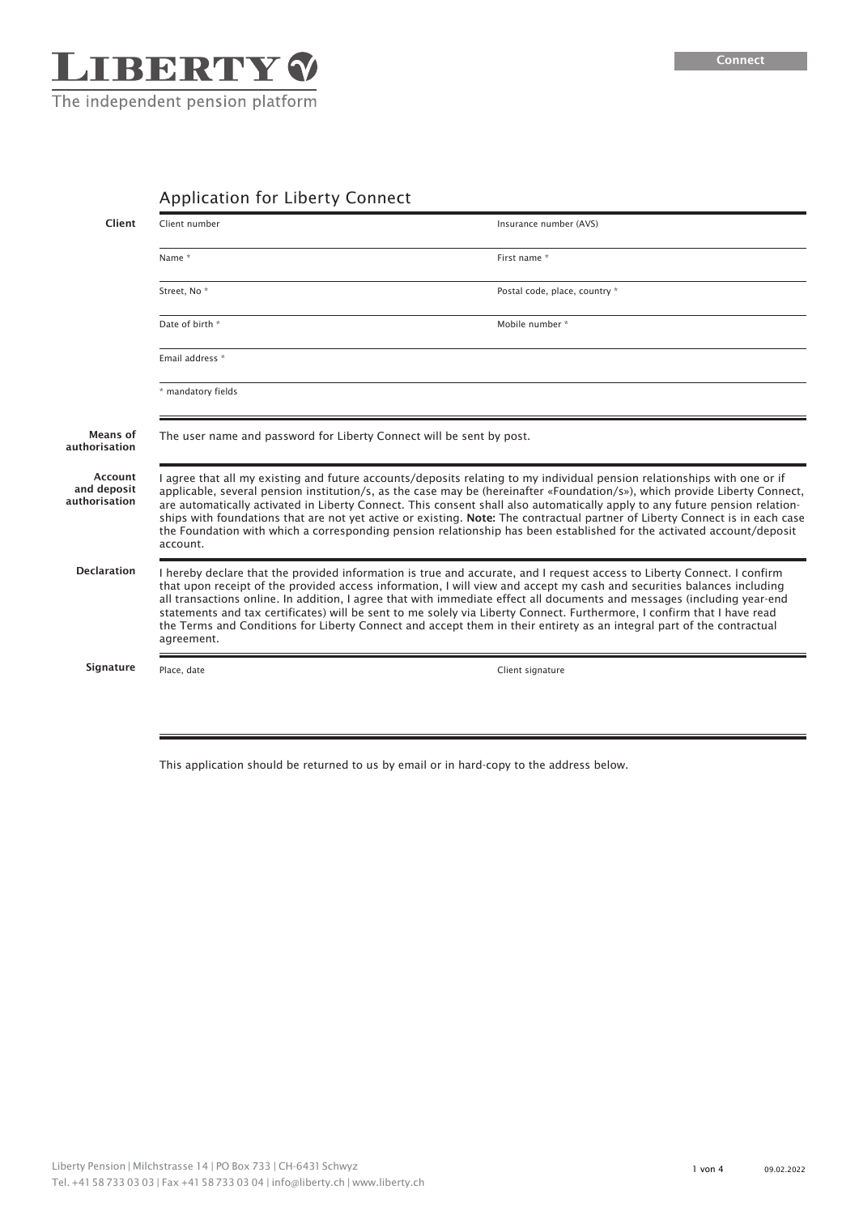**LIBERTY**

The independent pension platform

Connect

## Application for Liberty Connect

**Client**

| Client number | Insurance number (AVS) |
|---|---|
| Name * | First name * |
| Street, No * | Postal code, place, country * |
| Date of birth * | Mobile number * |
| Email address * | |

\* mandatory fields

**Means of authorisation**

The user name and password for Liberty Connect will be sent by post.

**Account and deposit authorisation**

I agree that all my existing and future accounts/deposits relating to my individual pension relationships with one or if applicable, several pension institution/s, as the case may be (hereinafter «Foundation/s»), which provide Liberty Connect, are automatically activated in Liberty Connect. This consent shall also automatically apply to any future pension relationships with foundations that are not yet active or existing. **Note:** The contractual partner of Liberty Connect is in each case the Foundation with which a corresponding pension relationship has been established for the activated account/deposit account.

**Declaration**

I hereby declare that the provided information is true and accurate, and I request access to Liberty Connect. I confirm that upon receipt of the provided access information, I will view and accept my cash and securities balances including all transactions online. In addition, I agree that with immediate effect all documents and messages (including year-end statements and tax certificates) will be sent to me solely via Liberty Connect. Furthermore, I confirm that I have read the Terms and Conditions for Liberty Connect and accept them in their entirety as an integral part of the contractual agreement.

**Signature**

| Place, date | Client signature |
|---|---|
| | |

This application should be returned to us by email or in hard-copy to the address below.

Liberty Pension | Milchstrasse 14 | PO Box 733 | CH-6431 Schwyz
Tel. +41 58 733 03 03 | Fax +41 58 733 03 04 | info@liberty.ch | www.liberty.ch

09.02.2022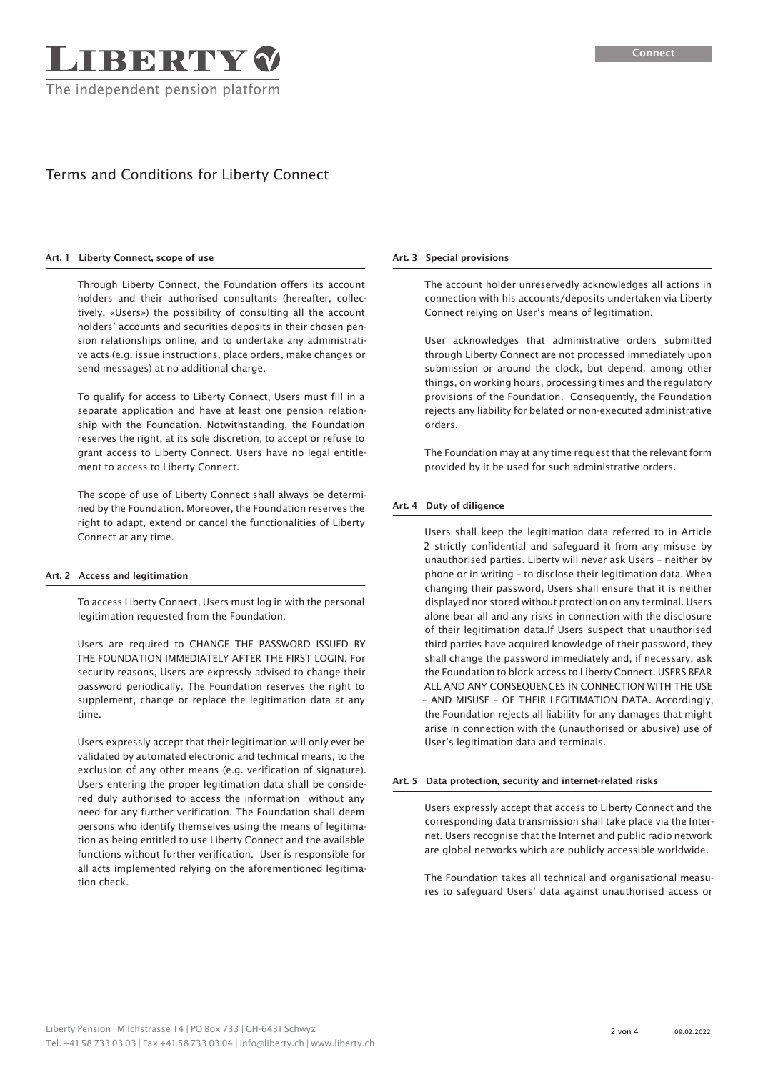# Terms and Conditions for Liberty Connect

## Art. 1 Liberty Connect, scope of use

Through Liberty Connect, the Foundation offers its account holders and their authorised consultants (hereafter, collectively, «Users») the possibility of consulting all the account holders' accounts and securities deposits in their chosen pension relationships online, and to undertake any administrative acts (e.g. issue instructions, place orders, make changes or send messages) at no additional charge.

To qualify for access to Liberty Connect, Users must fill in a separate application and have at least one pension relationship with the Foundation. Notwithstanding, the Foundation reserves the right, at its sole discretion, to accept or refuse to grant access to Liberty Connect. Users have no legal entitlement to access to Liberty Connect.

The scope of use of Liberty Connect shall always be determined by the Foundation. Moreover, the Foundation reserves the right to adapt, extend or cancel the functionalities of Liberty Connect at any time.

## Art. 2 Access and legitimation

To access Liberty Connect, Users must log in with the personal legitimation requested from the Foundation.

Users are required to CHANGE THE PASSWORD ISSUED BY THE FOUNDATION IMMEDIATELY AFTER THE FIRST LOGIN. For security reasons, Users are expressly advised to change their password periodically. The Foundation reserves the right to supplement, change or replace the legitimation data at any time.

Users expressly accept that their legitimation will only ever be validated by automated electronic and technical means, to the exclusion of any other means (e.g. verification of signature). Users entering the proper legitimation data shall be considered duly authorised to access the information without any need for any further verification. The Foundation shall deem persons who identify themselves using the means of legitimation as being entitled to use Liberty Connect and the available functions without further verification. User is responsible for all acts implemented relying on the aforementioned legitimation check.

## Art. 3 Special provisions

The account holder unreservedly acknowledges all actions in connection with his accounts/deposits undertaken via Liberty Connect relying on User's means of legitimation.

User acknowledges that administrative orders submitted through Liberty Connect are not processed immediately upon submission or around the clock, but depend, among other things, on working hours, processing times and the regulatory provisions of the Foundation. Consequently, the Foundation rejects any liability for belated or non-executed administrative orders.

The Foundation may at any time request that the relevant form provided by it be used for such administrative orders.

## Art. 4 Duty of diligence

Users shall keep the legitimation data referred to in Article 2 strictly confidential and safeguard it from any misuse by unauthorised parties. Liberty will never ask Users – neither by phone or in writing – to disclose their legitimation data. When changing their password, Users shall ensure that it is neither displayed nor stored without protection on any terminal. Users alone bear all and any risks in connection with the disclosure of their legitimation data.If Users suspect that unauthorised third parties have acquired knowledge of their password, they shall change the password immediately and, if necessary, ask the Foundation to block access to Liberty Connect. USERS BEAR ALL AND ANY CONSEQUENCES IN CONNECTION WITH THE USE – AND MISUSE – OF THEIR LEGITIMATION DATA. Accordingly, the Foundation rejects all liability for any damages that might arise in connection with the (unauthorised or abusive) use of User's legitimation data and terminals.

## Art. 5 Data protection, security and internet-related risks

Users expressly accept that access to Liberty Connect and the corresponding data transmission shall take place via the Internet. Users recognise that the Internet and public radio network are global networks which are publicly accessible worldwide.

The Foundation takes all technical and organisational measures to safeguard Users' data against unauthorised access or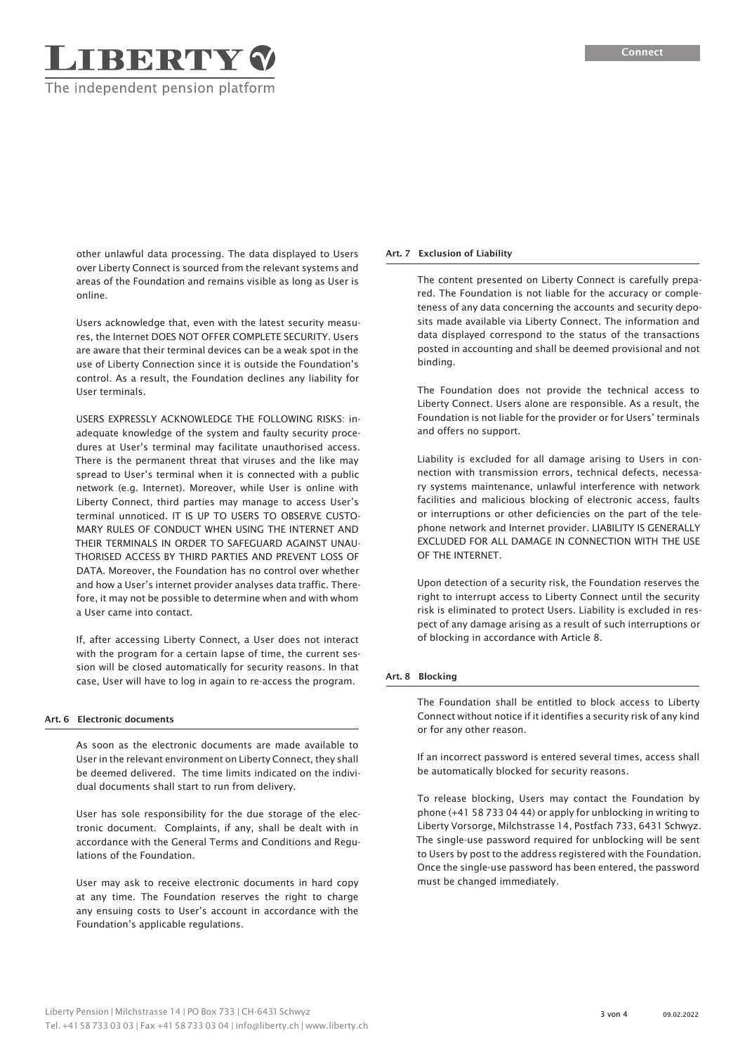other unlawful data processing. The data displayed to Users over Liberty Connect is sourced from the relevant systems and areas of the Foundation and remains visible as long as User is online.

Users acknowledge that, even with the latest security measures, the Internet DOES NOT OFFER COMPLETE SECURITY. Users are aware that their terminal devices can be a weak spot in the use of Liberty Connection since it is outside the Foundation's control. As a result, the Foundation declines any liability for User terminals.

USERS EXPRESSLY ACKNOWLEDGE THE FOLLOWING RISKS: inadequate knowledge of the system and faulty security procedures at User's terminal may facilitate unauthorised access. There is the permanent threat that viruses and the like may spread to User's terminal when it is connected with a public network (e.g. Internet). Moreover, while User is online with Liberty Connect, third parties may manage to access User's terminal unnoticed. IT IS UP TO USERS TO OBSERVE CUSTOMARY RULES OF CONDUCT WHEN USING THE INTERNET AND THEIR TERMINALS IN ORDER TO SAFEGUARD AGAINST UNAUTHORISED ACCESS BY THIRD PARTIES AND PREVENT LOSS OF DATA. Moreover, the Foundation has no control over whether and how a User's internet provider analyses data traffic. Therefore, it may not be possible to determine when and with whom a User came into contact.

If, after accessing Liberty Connect, a User does not interact with the program for a certain lapse of time, the current session will be closed automatically for security reasons. In that case, User will have to log in again to re-access the program.

## Art. 6 Electronic documents

As soon as the electronic documents are made available to User in the relevant environment on Liberty Connect, they shall be deemed delivered. The time limits indicated on the individual documents shall start to run from delivery.

User has sole responsibility for the due storage of the electronic document. Complaints, if any, shall be dealt with in accordance with the General Terms and Conditions and Regulations of the Foundation.

User may ask to receive electronic documents in hard copy at any time. The Foundation reserves the right to charge any ensuing costs to User's account in accordance with the Foundation's applicable regulations.

## Art. 7 Exclusion of Liability

The content presented on Liberty Connect is carefully prepared. The Foundation is not liable for the accuracy or completeness of any data concerning the accounts and security deposits made available via Liberty Connect. The information and data displayed correspond to the status of the transactions posted in accounting and shall be deemed provisional and not binding.

The Foundation does not provide the technical access to Liberty Connect. Users alone are responsible. As a result, the Foundation is not liable for the provider or for Users' terminals and offers no support.

Liability is excluded for all damage arising to Users in connection with transmission errors, technical defects, necessary systems maintenance, unlawful interference with network facilities and malicious blocking of electronic access, faults or interruptions or other deficiencies on the part of the telephone network and Internet provider. LIABILITY IS GENERALLY EXCLUDED FOR ALL DAMAGE IN CONNECTION WITH THE USE OF THE INTERNET.

Upon detection of a security risk, the Foundation reserves the right to interrupt access to Liberty Connect until the security risk is eliminated to protect Users. Liability is excluded in respect of any damage arising as a result of such interruptions or of blocking in accordance with Article 8.

## Art. 8 Blocking

The Foundation shall be entitled to block access to Liberty Connect without notice if it identifies a security risk of any kind or for any other reason.

If an incorrect password is entered several times, access shall be automatically blocked for security reasons.

To release blocking, Users may contact the Foundation by phone (+41 58 733 04 44) or apply for unblocking in writing to Liberty Vorsorge, Milchstrasse 14, Postfach 733, 6431 Schwyz. The single-use password required for unblocking will be sent to Users by post to the address registered with the Foundation. Once the single-use password has been entered, the password must be changed immediately.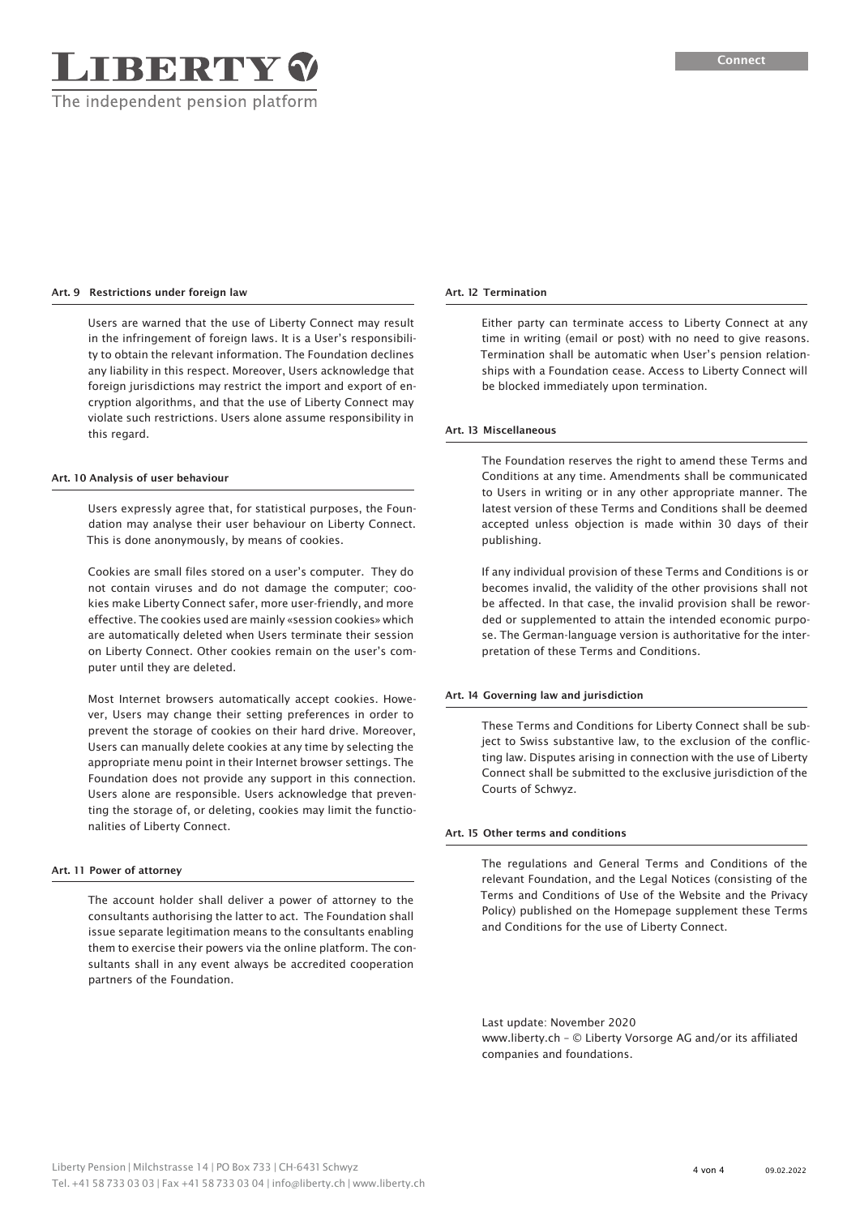### Art. 9 Restrictions under foreign law

Users are warned that the use of Liberty Connect may result in the infringement of foreign laws. It is a User's responsibility to obtain the relevant information. The Foundation declines any liability in this respect. Moreover, Users acknowledge that foreign jurisdictions may restrict the import and export of encryption algorithms, and that the use of Liberty Connect may violate such restrictions. Users alone assume responsibility in this regard.

### Art. 10 Analysis of user behaviour

Users expressly agree that, for statistical purposes, the Foundation may analyse their user behaviour on Liberty Connect. This is done anonymously, by means of cookies.

Cookies are small files stored on a user's computer. They do not contain viruses and do not damage the computer; cookies make Liberty Connect safer, more user-friendly, and more effective. The cookies used are mainly «session cookies» which are automatically deleted when Users terminate their session on Liberty Connect. Other cookies remain on the user's computer until they are deleted.

Most Internet browsers automatically accept cookies. However, Users may change their setting preferences in order to prevent the storage of cookies on their hard drive. Moreover, Users can manually delete cookies at any time by selecting the appropriate menu point in their Internet browser settings. The Foundation does not provide any support in this connection. Users alone are responsible. Users acknowledge that preventing the storage of, or deleting, cookies may limit the functionalities of Liberty Connect.

### Art. 11 Power of attorney

The account holder shall deliver a power of attorney to the consultants authorising the latter to act. The Foundation shall issue separate legitimation means to the consultants enabling them to exercise their powers via the online platform. The consultants shall in any event always be accredited cooperation partners of the Foundation.

### Art. 12 Termination

Either party can terminate access to Liberty Connect at any time in writing (email or post) with no need to give reasons. Termination shall be automatic when User's pension relationships with a Foundation cease. Access to Liberty Connect will be blocked immediately upon termination.

### Art. 13 Miscellaneous

The Foundation reserves the right to amend these Terms and Conditions at any time. Amendments shall be communicated to Users in writing or in any other appropriate manner. The latest version of these Terms and Conditions shall be deemed accepted unless objection is made within 30 days of their publishing.

If any individual provision of these Terms and Conditions is or becomes invalid, the validity of the other provisions shall not be affected. In that case, the invalid provision shall be reworded or supplemented to attain the intended economic purpose. The German-language version is authoritative for the interpretation of these Terms and Conditions.

### Art. 14 Governing law and jurisdiction

These Terms and Conditions for Liberty Connect shall be subject to Swiss substantive law, to the exclusion of the conflicting law. Disputes arising in connection with the use of Liberty Connect shall be submitted to the exclusive jurisdiction of the Courts of Schwyz.

### Art. 15 Other terms and conditions

The regulations and General Terms and Conditions of the relevant Foundation, and the Legal Notices (consisting of the Terms and Conditions of Use of the Website and the Privacy Policy) published on the Homepage supplement these Terms and Conditions for the use of Liberty Connect.

Last update: November 2020
www.liberty.ch – © Liberty Vorsorge AG and/or its affiliated companies and foundations.